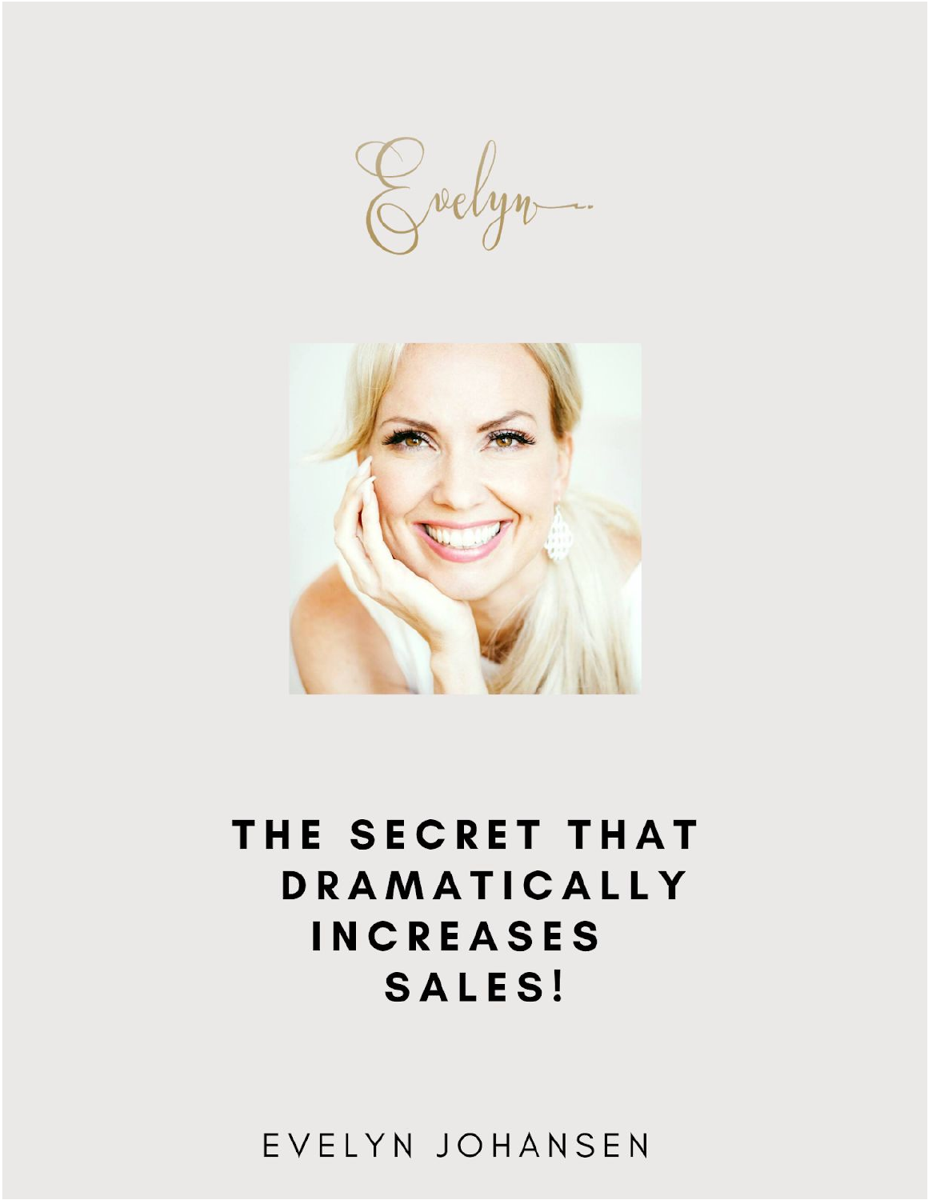Evelyn

# THE SECRET THAT DRAMATICALLY INCREASES SALES!

EVELYN JOHANSEN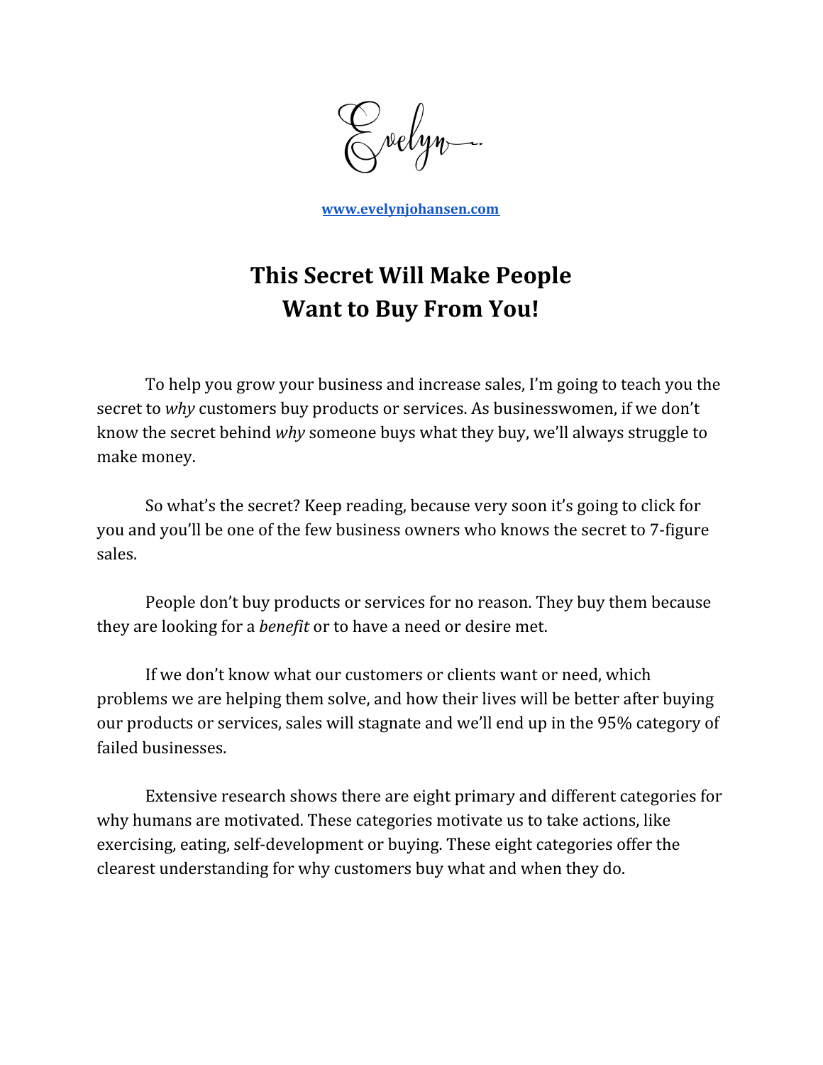Evelyn

[www.evelynjohansen.com](http://www.evelynjohansen.com)

# This Secret Will Make People Want to Buy From You!

To help you grow your business and increase sales, I'm going to teach you the secret to *why* customers buy products or services. As businesswomen, if we don't know the secret behind *why* someone buys what they buy, we'll always struggle to make money.

So what's the secret? Keep reading, because very soon it's going to click for you and you'll be one of the few business owners who knows the secret to 7-figure sales.

People don't buy products or services for no reason. They buy them because they are looking for a *benefit* or to have a need or desire met.

If we don't know what our customers or clients want or need, which problems we are helping them solve, and how their lives will be better after buying our products or services, sales will stagnate and we'll end up in the 95% category of failed businesses.

Extensive research shows there are eight primary and different categories for why humans are motivated. These categories motivate us to take actions, like exercising, eating, self-development or buying. These eight categories offer the clearest understanding for why customers buy what and when they do.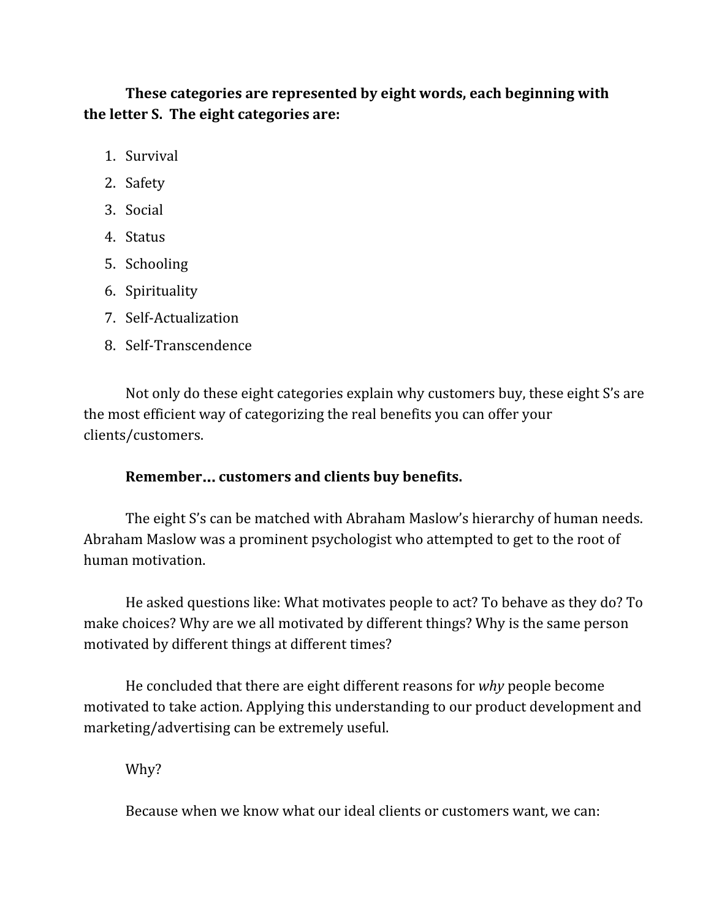**These categories are represented by eight words, each beginning with the letter S. The eight categories are:**

1. Survival
2. Safety
3. Social
4. Status
5. Schooling
6. Spirituality
7. Self-Actualization
8. Self-Transcendence

Not only do these eight categories explain why customers buy, these eight S's are the most efficient way of categorizing the real benefits you can offer your clients/customers.

**Remember… customers and clients buy benefits.**

The eight S's can be matched with Abraham Maslow's hierarchy of human needs. Abraham Maslow was a prominent psychologist who attempted to get to the root of human motivation.

He asked questions like: What motivates people to act? To behave as they do? To make choices? Why are we all motivated by different things? Why is the same person motivated by different things at different times?

He concluded that there are eight different reasons for *why* people become motivated to take action. Applying this understanding to our product development and marketing/advertising can be extremely useful.

Why?

Because when we know what our ideal clients or customers want, we can: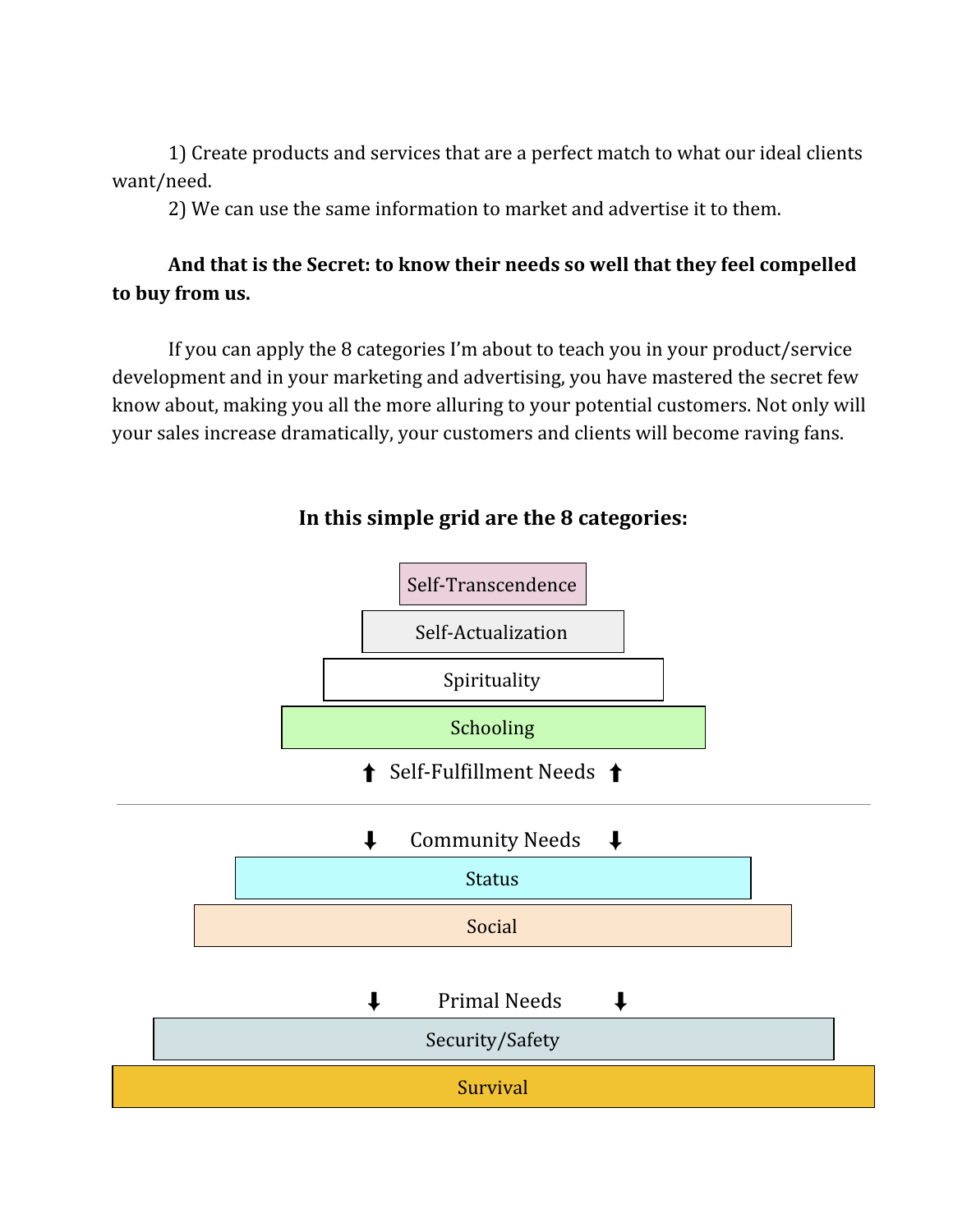1) Create products and services that are a perfect match to what our ideal clients want/need.

2) We can use the same information to market and advertise it to them.

**And that is the Secret: to know their needs so well that they feel compelled to buy from us.**

If you can apply the 8 categories I'm about to teach you in your product/service development and in your marketing and advertising, you have mastered the secret few know about, making you all the more alluring to your potential customers. Not only will your sales increase dramatically, your customers and clients will become raving fans.

**In this simple grid are the 8 categories:**

Self-Transcendence

Self-Actualization

Spirituality

Schooling

⬆ Self-Fulfillment Needs ⬆

---

⬇ Community Needs ⬇

Status

Social

⬇ Primal Needs ⬇

Security/Safety

Survival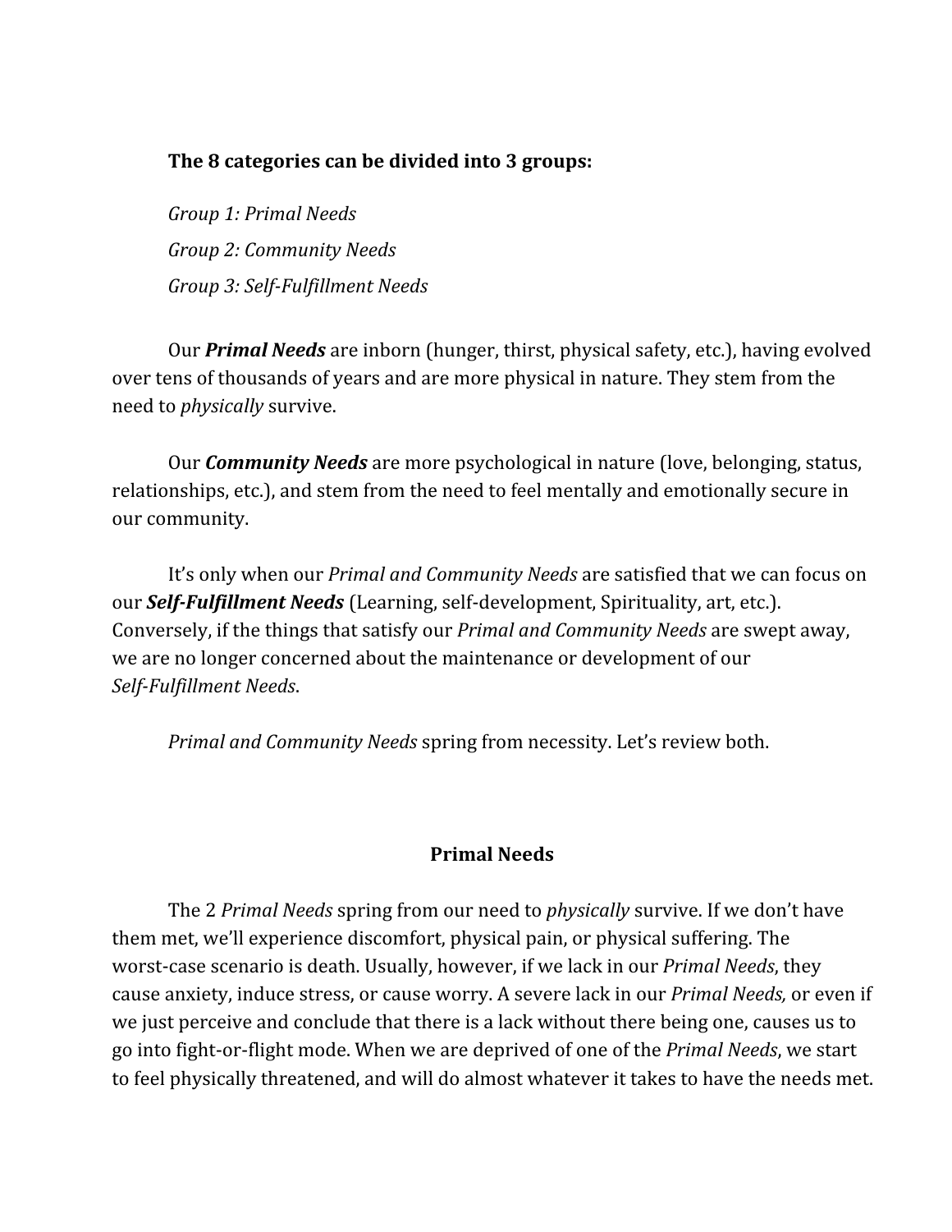**The 8 categories can be divided into 3 groups:**

*Group 1: Primal Needs*

*Group 2: Community Needs*

*Group 3: Self-Fulfillment Needs*

Our ***Primal Needs*** are inborn (hunger, thirst, physical safety, etc.), having evolved over tens of thousands of years and are more physical in nature. They stem from the need to *physically* survive.

Our ***Community Needs*** are more psychological in nature (love, belonging, status, relationships, etc.), and stem from the need to feel mentally and emotionally secure in our community.

It's only when our *Primal and Community Needs* are satisfied that we can focus on our ***Self-Fulfillment Needs*** (Learning, self-development, Spirituality, art, etc.). Conversely, if the things that satisfy our *Primal and Community Needs* are swept away, we are no longer concerned about the maintenance or development of our *Self-Fulfillment Needs*.

*Primal and Community Needs* spring from necessity. Let's review both.

## Primal Needs

The 2 *Primal Needs* spring from our need to *physically* survive. If we don't have them met, we'll experience discomfort, physical pain, or physical suffering. The worst-case scenario is death. Usually, however, if we lack in our *Primal Needs*, they cause anxiety, induce stress, or cause worry. A severe lack in our *Primal Needs,* or even if we just perceive and conclude that there is a lack without there being one, causes us to go into fight-or-flight mode. When we are deprived of one of the *Primal Needs*, we start to feel physically threatened, and will do almost whatever it takes to have the needs met.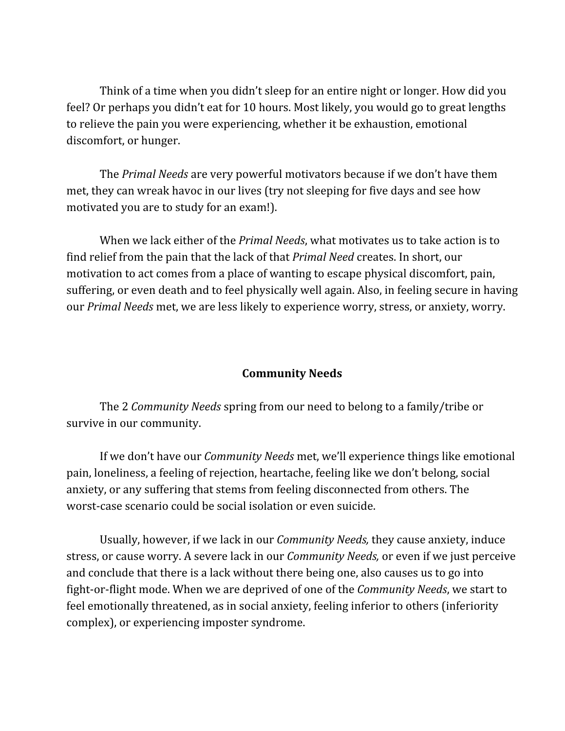Think of a time when you didn't sleep for an entire night or longer. How did you feel? Or perhaps you didn't eat for 10 hours. Most likely, you would go to great lengths to relieve the pain you were experiencing, whether it be exhaustion, emotional discomfort, or hunger.

The *Primal Needs* are very powerful motivators because if we don't have them met, they can wreak havoc in our lives (try not sleeping for five days and see how motivated you are to study for an exam!).

When we lack either of the *Primal Needs*, what motivates us to take action is to find relief from the pain that the lack of that *Primal Need* creates. In short, our motivation to act comes from a place of wanting to escape physical discomfort, pain, suffering, or even death and to feel physically well again. Also, in feeling secure in having our *Primal Needs* met, we are less likely to experience worry, stress, or anxiety, worry.

## Community Needs

The 2 *Community Needs* spring from our need to belong to a family/tribe or survive in our community.

If we don't have our *Community Needs* met, we'll experience things like emotional pain, loneliness, a feeling of rejection, heartache, feeling like we don't belong, social anxiety, or any suffering that stems from feeling disconnected from others. The worst-case scenario could be social isolation or even suicide.

Usually, however, if we lack in our *Community Needs,* they cause anxiety, induce stress, or cause worry. A severe lack in our *Community Needs,* or even if we just perceive and conclude that there is a lack without there being one, also causes us to go into fight-or-flight mode. When we are deprived of one of the *Community Needs*, we start to feel emotionally threatened, as in social anxiety, feeling inferior to others (inferiority complex), or experiencing imposter syndrome.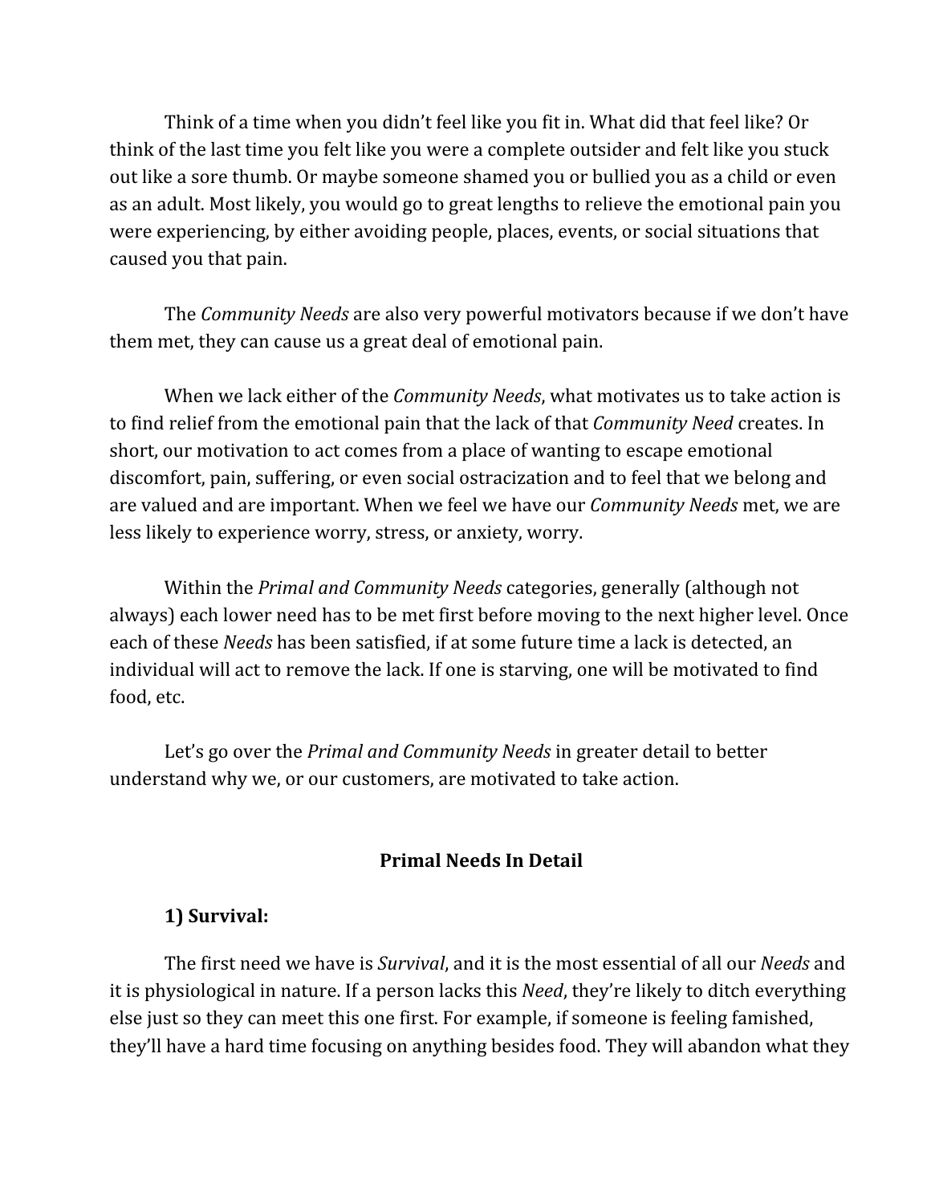Think of a time when you didn't feel like you fit in. What did that feel like? Or think of the last time you felt like you were a complete outsider and felt like you stuck out like a sore thumb. Or maybe someone shamed you or bullied you as a child or even as an adult. Most likely, you would go to great lengths to relieve the emotional pain you were experiencing, by either avoiding people, places, events, or social situations that caused you that pain.

The *Community Needs* are also very powerful motivators because if we don't have them met, they can cause us a great deal of emotional pain.

When we lack either of the *Community Needs*, what motivates us to take action is to find relief from the emotional pain that the lack of that *Community Need* creates. In short, our motivation to act comes from a place of wanting to escape emotional discomfort, pain, suffering, or even social ostracization and to feel that we belong and are valued and are important. When we feel we have our *Community Needs* met, we are less likely to experience worry, stress, or anxiety, worry.

Within the *Primal and Community Needs* categories, generally (although not always) each lower need has to be met first before moving to the next higher level. Once each of these *Needs* has been satisfied, if at some future time a lack is detected, an individual will act to remove the lack. If one is starving, one will be motivated to find food, etc.

Let's go over the *Primal and Community Needs* in greater detail to better understand why we, or our customers, are motivated to take action.

## Primal Needs In Detail

### 1) Survival:

The first need we have is *Survival*, and it is the most essential of all our *Needs* and it is physiological in nature. If a person lacks this *Need*, they're likely to ditch everything else just so they can meet this one first. For example, if someone is feeling famished, they'll have a hard time focusing on anything besides food. They will abandon what they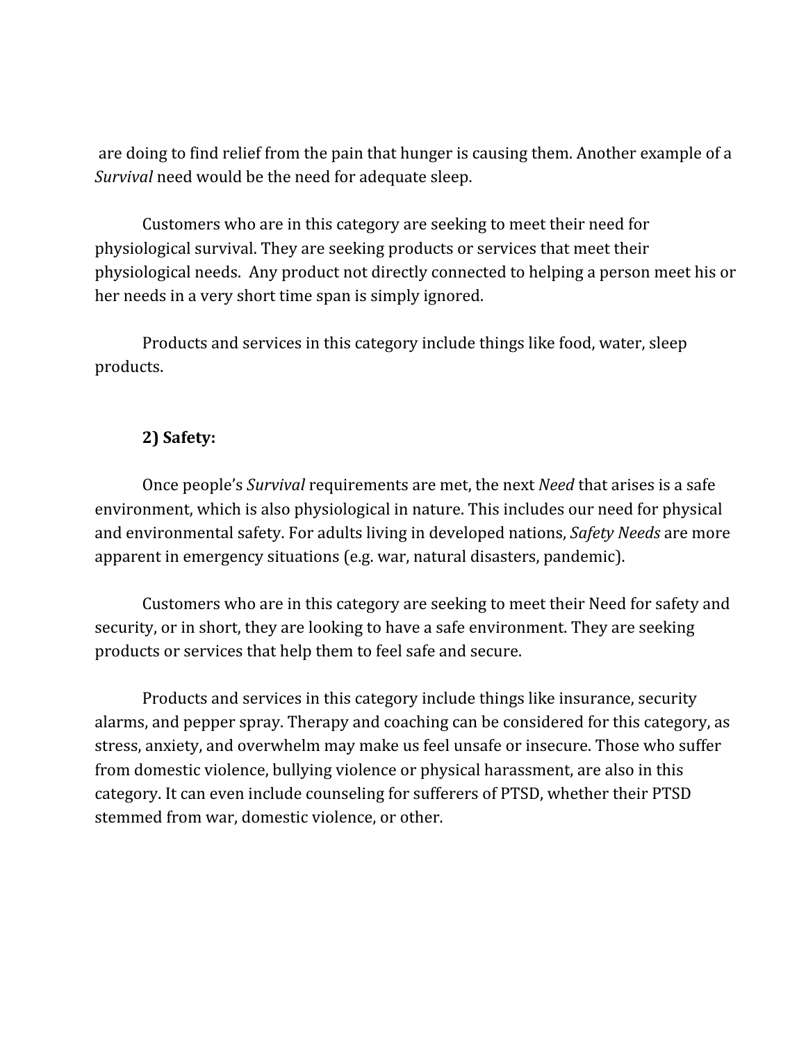are doing to find relief from the pain that hunger is causing them. Another example of a *Survival* need would be the need for adequate sleep.

Customers who are in this category are seeking to meet their need for physiological survival. They are seeking products or services that meet their physiological needs. Any product not directly connected to helping a person meet his or her needs in a very short time span is simply ignored.

Products and services in this category include things like food, water, sleep products.

**2) Safety:**

Once people's *Survival* requirements are met, the next *Need* that arises is a safe environment, which is also physiological in nature. This includes our need for physical and environmental safety. For adults living in developed nations, *Safety Needs* are more apparent in emergency situations (e.g. war, natural disasters, pandemic).

Customers who are in this category are seeking to meet their Need for safety and security, or in short, they are looking to have a safe environment. They are seeking products or services that help them to feel safe and secure.

Products and services in this category include things like insurance, security alarms, and pepper spray. Therapy and coaching can be considered for this category, as stress, anxiety, and overwhelm may make us feel unsafe or insecure. Those who suffer from domestic violence, bullying violence or physical harassment, are also in this category. It can even include counseling for sufferers of PTSD, whether their PTSD stemmed from war, domestic violence, or other.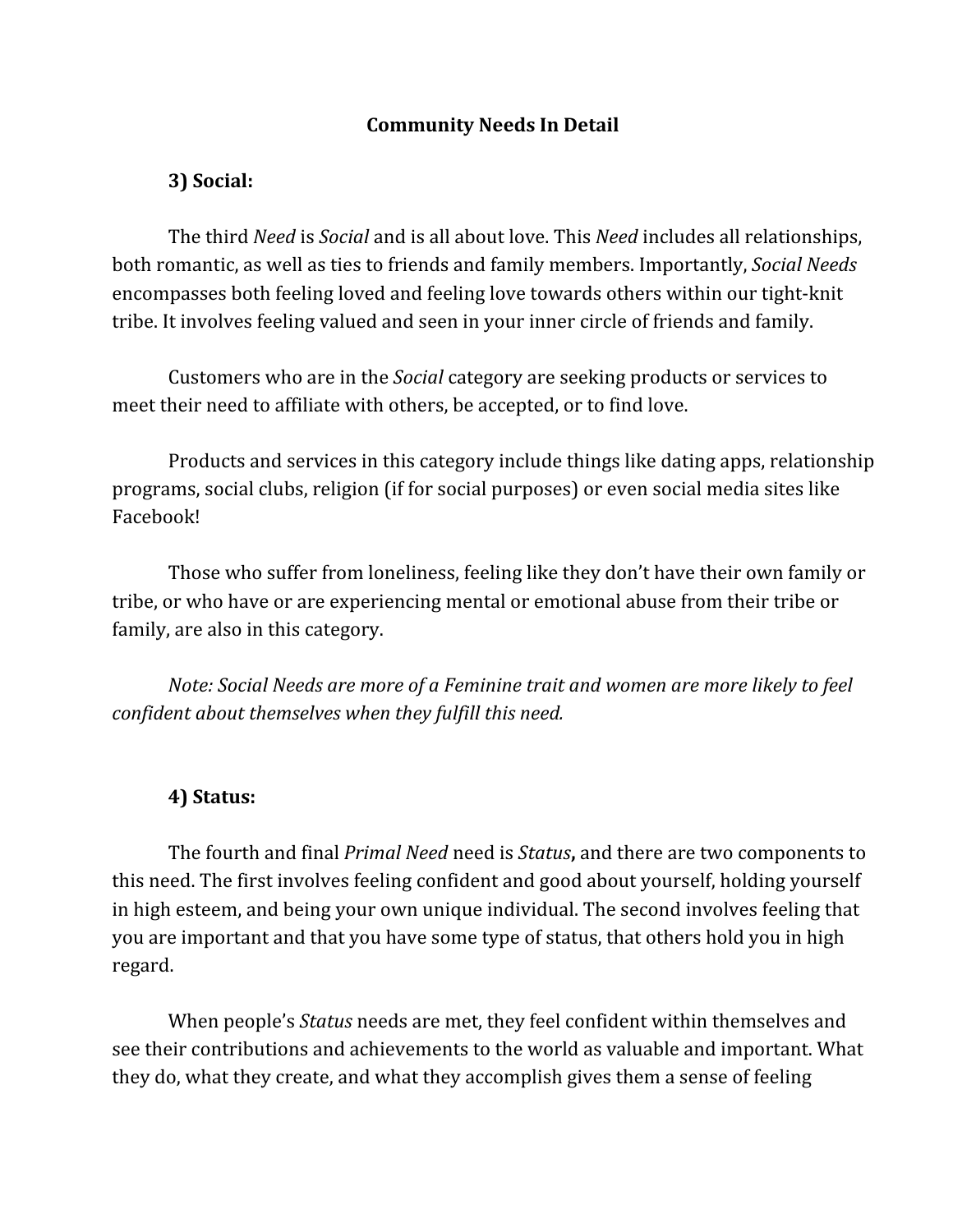# Community Needs In Detail

## 3) Social:

The third *Need* is *Social* and is all about love. This *Need* includes all relationships, both romantic, as well as ties to friends and family members. Importantly, *Social Needs* encompasses both feeling loved and feeling love towards others within our tight-knit tribe. It involves feeling valued and seen in your inner circle of friends and family.

Customers who are in the *Social* category are seeking products or services to meet their need to affiliate with others, be accepted, or to find love.

Products and services in this category include things like dating apps, relationship programs, social clubs, religion (if for social purposes) or even social media sites like Facebook!

Those who suffer from loneliness, feeling like they don't have their own family or tribe, or who have or are experiencing mental or emotional abuse from their tribe or family, are also in this category.

*Note: Social Needs are more of a Feminine trait and women are more likely to feel confident about themselves when they fulfill this need.*

## 4) Status:

The fourth and final *Primal Need* need is *Status*, and there are two components to this need. The first involves feeling confident and good about yourself, holding yourself in high esteem, and being your own unique individual. The second involves feeling that you are important and that you have some type of status, that others hold you in high regard.

When people's *Status* needs are met, they feel confident within themselves and see their contributions and achievements to the world as valuable and important. What they do, what they create, and what they accomplish gives them a sense of feeling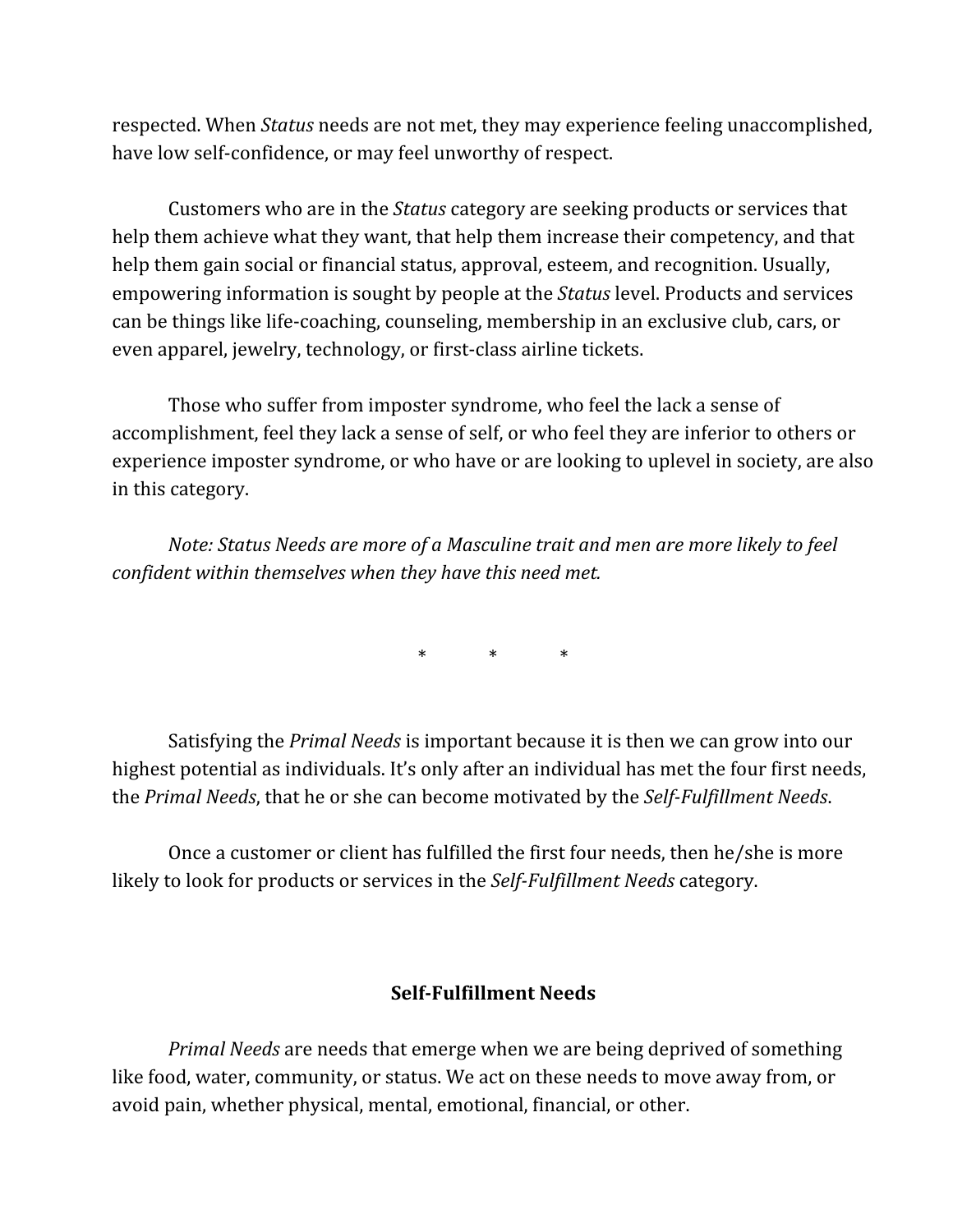respected. When *Status* needs are not met, they may experience feeling unaccomplished, have low self-confidence, or may feel unworthy of respect.

Customers who are in the *Status* category are seeking products or services that help them achieve what they want, that help them increase their competency, and that help them gain social or financial status, approval, esteem, and recognition. Usually, empowering information is sought by people at the *Status* level. Products and services can be things like life-coaching, counseling, membership in an exclusive club, cars, or even apparel, jewelry, technology, or first-class airline tickets.

Those who suffer from imposter syndrome, who feel the lack a sense of accomplishment, feel they lack a sense of self, or who feel they are inferior to others or experience imposter syndrome, or who have or are looking to uplevel in society, are also in this category.

*Note: Status Needs are more of a Masculine trait and men are more likely to feel confident within themselves when they have this need met.*

\* \* \*

Satisfying the *Primal Needs* is important because it is then we can grow into our highest potential as individuals. It's only after an individual has met the four first needs, the *Primal Needs*, that he or she can become motivated by the *Self-Fulfillment Needs*.

Once a customer or client has fulfilled the first four needs, then he/she is more likely to look for products or services in the *Self-Fulfillment Needs* category.

## Self-Fulfillment Needs

*Primal Needs* are needs that emerge when we are being deprived of something like food, water, community, or status. We act on these needs to move away from, or avoid pain, whether physical, mental, emotional, financial, or other.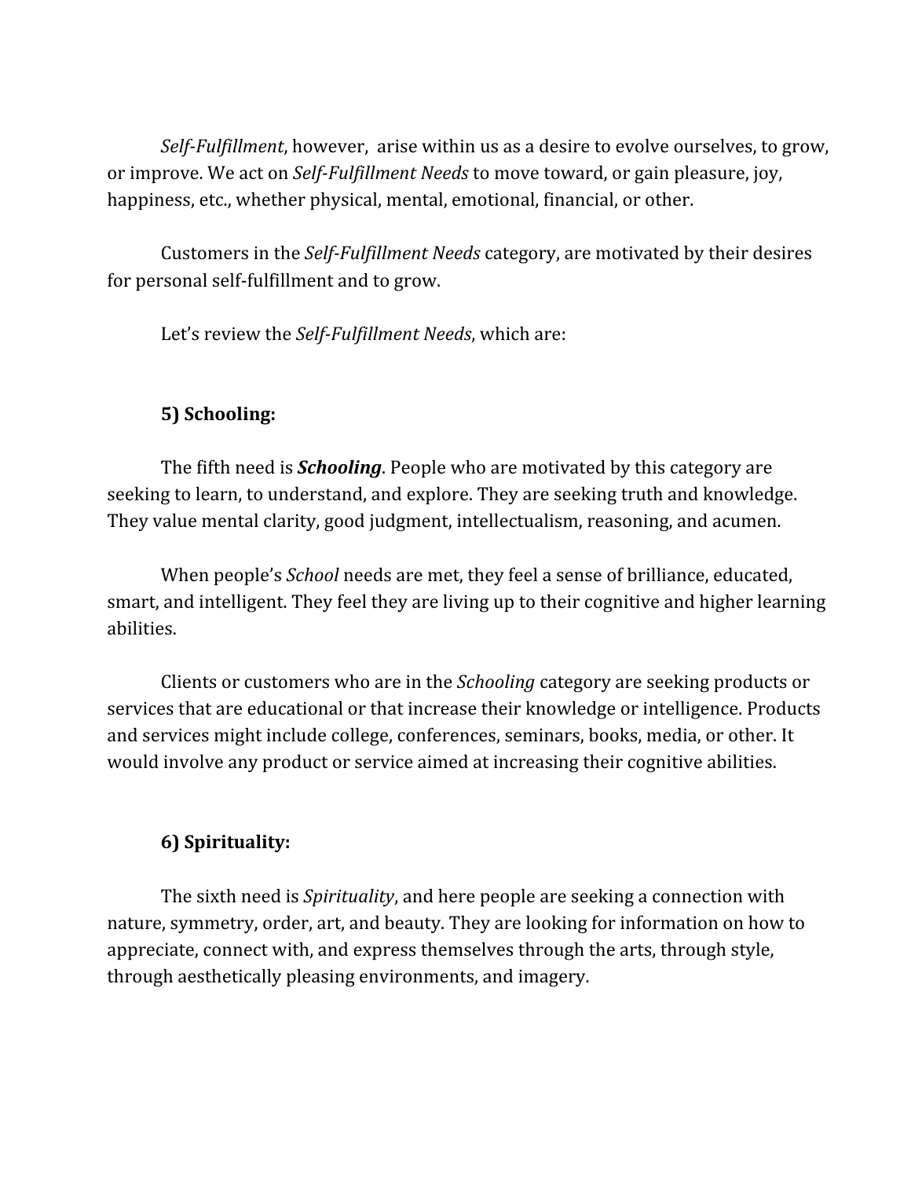*Self-Fulfillment*, however,  arise within us as a desire to evolve ourselves, to grow, or improve. We act on *Self-Fulfillment Needs* to move toward, or gain pleasure, joy, happiness, etc., whether physical, mental, emotional, financial, or other.

Customers in the *Self-Fulfillment Needs* category, are motivated by their desires for personal self-fulfillment and to grow.

Let's review the *Self-Fulfillment Needs*, which are:

**5) Schooling:**

The fifth need is ***Schooling***. People who are motivated by this category are seeking to learn, to understand, and explore. They are seeking truth and knowledge. They value mental clarity, good judgment, intellectualism, reasoning, and acumen.

When people's *School* needs are met, they feel a sense of brilliance, educated, smart, and intelligent. They feel they are living up to their cognitive and higher learning abilities.

Clients or customers who are in the *Schooling* category are seeking products or services that are educational or that increase their knowledge or intelligence. Products and services might include college, conferences, seminars, books, media, or other. It would involve any product or service aimed at increasing their cognitive abilities.

**6) Spirituality:**

The sixth need is *Spirituality*, and here people are seeking a connection with nature, symmetry, order, art, and beauty. They are looking for information on how to appreciate, connect with, and express themselves through the arts, through style, through aesthetically pleasing environments, and imagery.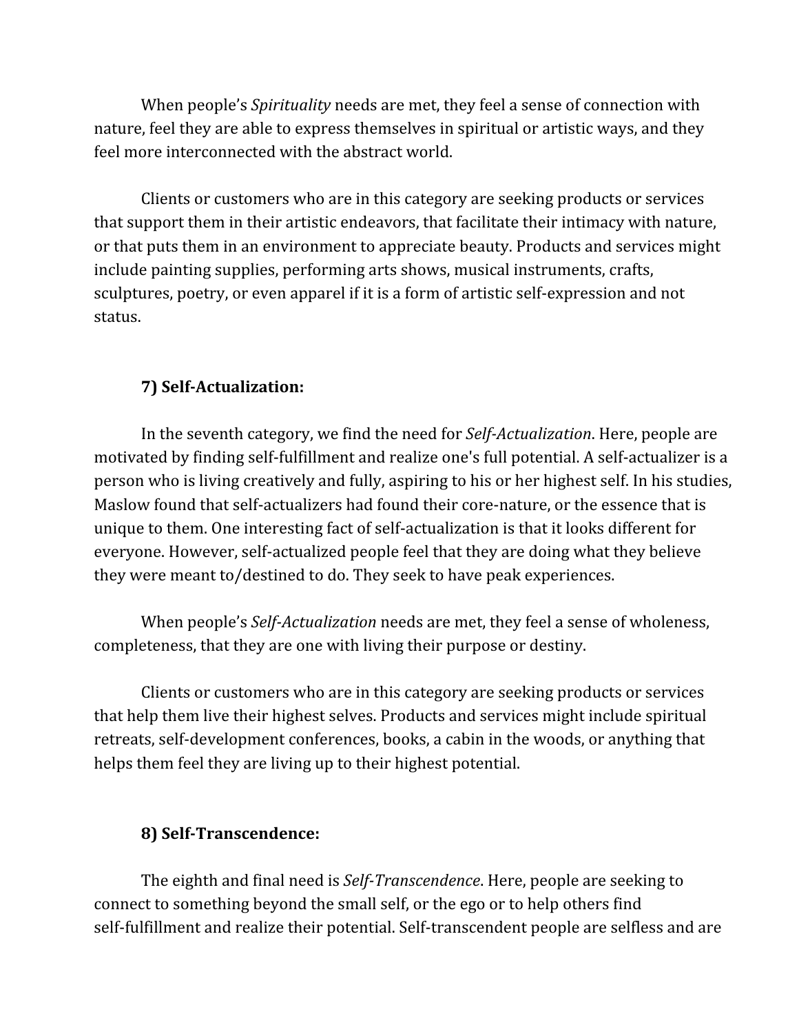When people's *Spirituality* needs are met, they feel a sense of connection with nature, feel they are able to express themselves in spiritual or artistic ways, and they feel more interconnected with the abstract world.

Clients or customers who are in this category are seeking products or services that support them in their artistic endeavors, that facilitate their intimacy with nature, or that puts them in an environment to appreciate beauty. Products and services might include painting supplies, performing arts shows, musical instruments, crafts, sculptures, poetry, or even apparel if it is a form of artistic self-expression and not status.

### 7) Self-Actualization:

In the seventh category, we find the need for *Self-Actualization*. Here, people are motivated by finding self-fulfillment and realize one's full potential. A self-actualizer is a person who is living creatively and fully, aspiring to his or her highest self. In his studies, Maslow found that self-actualizers had found their core-nature, or the essence that is unique to them. One interesting fact of self-actualization is that it looks different for everyone. However, self-actualized people feel that they are doing what they believe they were meant to/destined to do. They seek to have peak experiences.

When people's *Self-Actualization* needs are met, they feel a sense of wholeness, completeness, that they are one with living their purpose or destiny.

Clients or customers who are in this category are seeking products or services that help them live their highest selves. Products and services might include spiritual retreats, self-development conferences, books, a cabin in the woods, or anything that helps them feel they are living up to their highest potential.

### 8) Self-Transcendence:

The eighth and final need is *Self-Transcendence*. Here, people are seeking to connect to something beyond the small self, or the ego or to help others find self-fulfillment and realize their potential. Self-transcendent people are selfless and are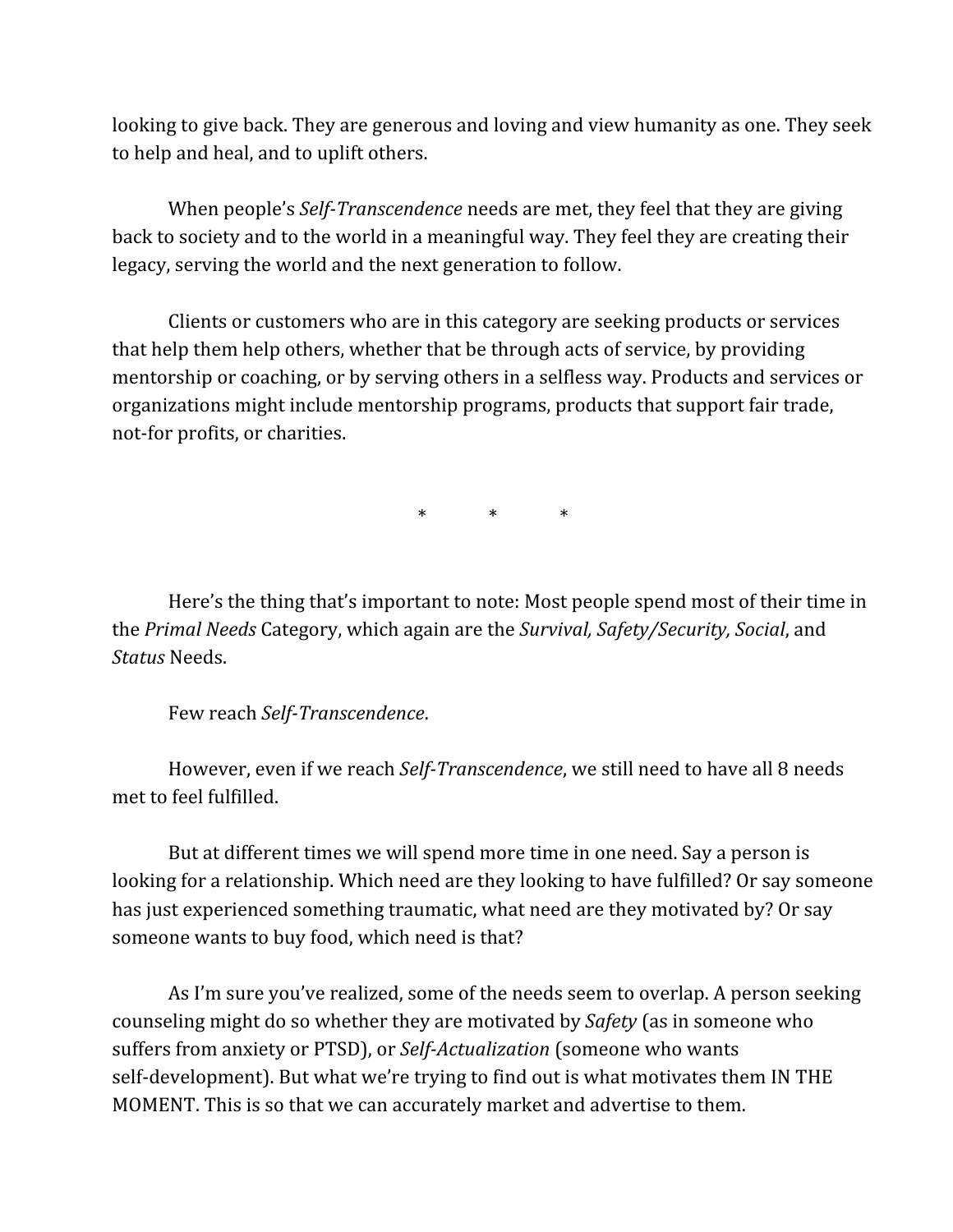looking to give back. They are generous and loving and view humanity as one. They seek to help and heal, and to uplift others.

When people's *Self-Transcendence* needs are met, they feel that they are giving back to society and to the world in a meaningful way. They feel they are creating their legacy, serving the world and the next generation to follow.

Clients or customers who are in this category are seeking products or services that help them help others, whether that be through acts of service, by providing mentorship or coaching, or by serving others in a selfless way. Products and services or organizations might include mentorship programs, products that support fair trade, not-for profits, or charities.

\*            \*            \*

Here's the thing that's important to note: Most people spend most of their time in the *Primal Needs* Category, which again are the *Survival, Safety/Security, Social*, and *Status* Needs.

Few reach *Self-Transcendence*.

However, even if we reach *Self-Transcendence*, we still need to have all 8 needs met to feel fulfilled.

But at different times we will spend more time in one need. Say a person is looking for a relationship. Which need are they looking to have fulfilled? Or say someone has just experienced something traumatic, what need are they motivated by? Or say someone wants to buy food, which need is that?

As I'm sure you've realized, some of the needs seem to overlap. A person seeking counseling might do so whether they are motivated by *Safety* (as in someone who suffers from anxiety or PTSD), or *Self-Actualization* (someone who wants self-development). But what we're trying to find out is what motivates them IN THE MOMENT. This is so that we can accurately market and advertise to them.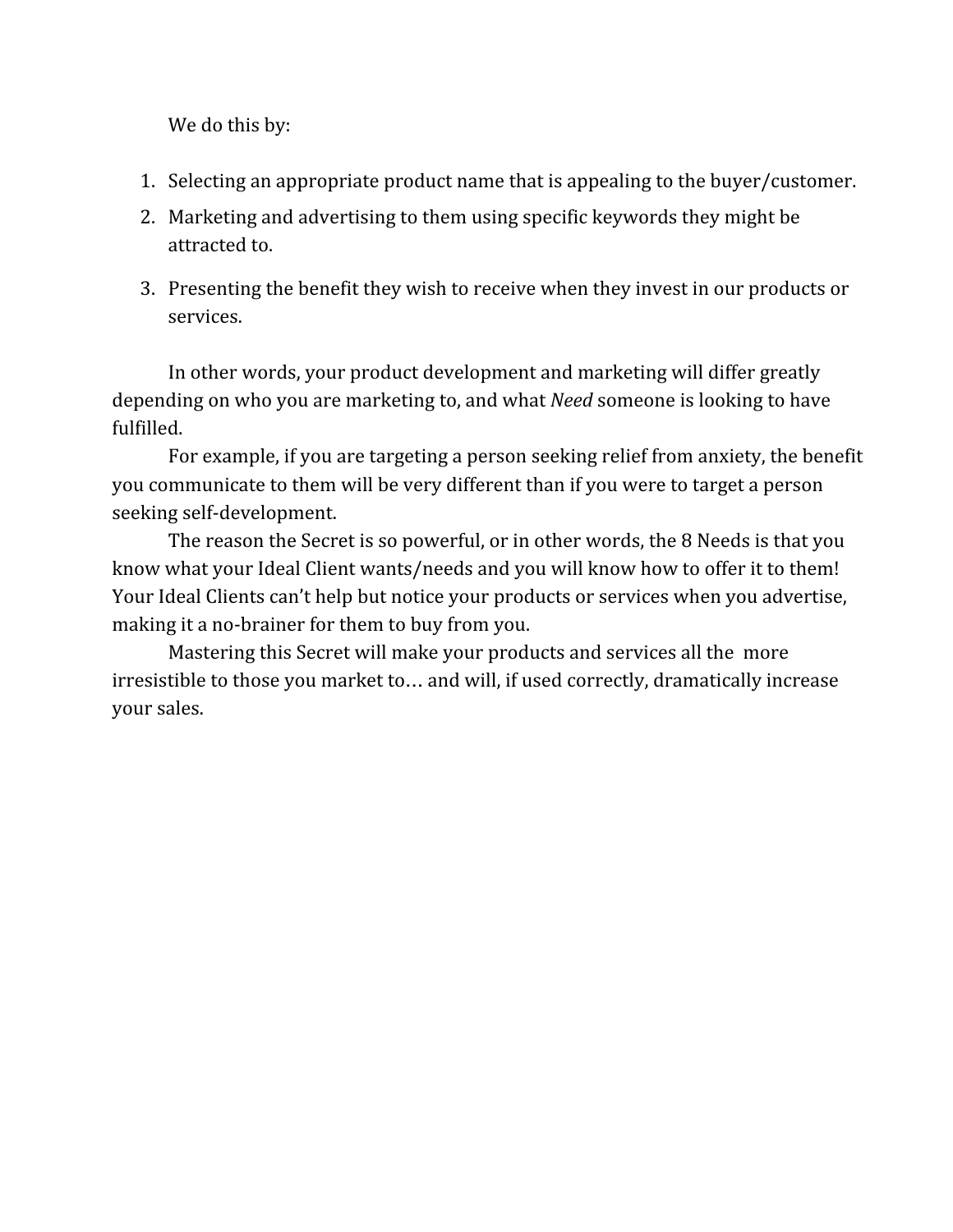We do this by:

1. Selecting an appropriate product name that is appealing to the buyer/customer.
2. Marketing and advertising to them using specific keywords they might be attracted to.
3. Presenting the benefit they wish to receive when they invest in our products or services.

In other words, your product development and marketing will differ greatly depending on who you are marketing to, and what *Need* someone is looking to have fulfilled.

For example, if you are targeting a person seeking relief from anxiety, the benefit you communicate to them will be very different than if you were to target a person seeking self-development.

The reason the Secret is so powerful, or in other words, the 8 Needs is that you know what your Ideal Client wants/needs and you will know how to offer it to them! Your Ideal Clients can't help but notice your products or services when you advertise, making it a no-brainer for them to buy from you.

Mastering this Secret will make your products and services all the more irresistible to those you market to… and will, if used correctly, dramatically increase your sales.